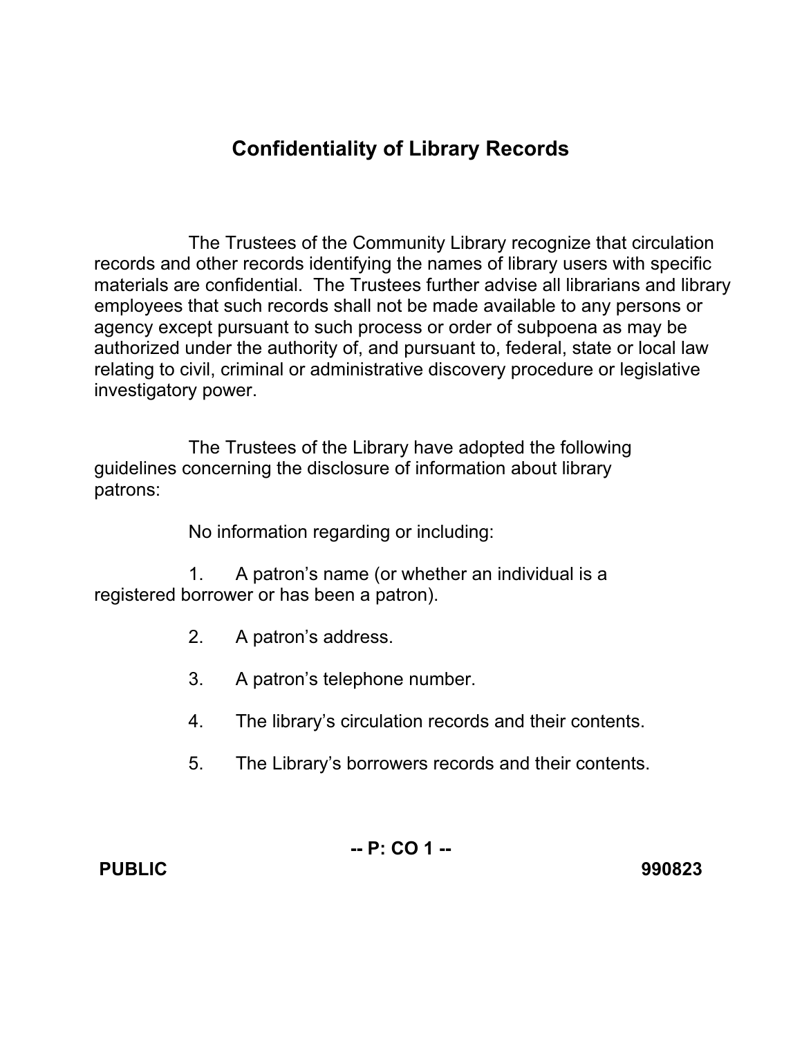# Confidentiality of Library Records

The Trustees of the Community Library recognize that circulation records and other records identifying the names of library users with specific materials are confidential. The Trustees further advise all librarians and library employees that such records shall not be made available to any persons or agency except pursuant to such process or order of subpoena as may be authorized under the authority of, and pursuant to, federal, state or local law relating to civil, criminal or administrative discovery procedure or legislative investigatory power.

The Trustees of the Library have adopted the following guidelines concerning the disclosure of information about library patrons:

No information regarding or including:

1. A patron's name (or whether an individual is a registered borrower or has been a patron).
2. A patron's address.
3. A patron's telephone number.
4. The library's circulation records and their contents.
5. The Library's borrowers records and their contents.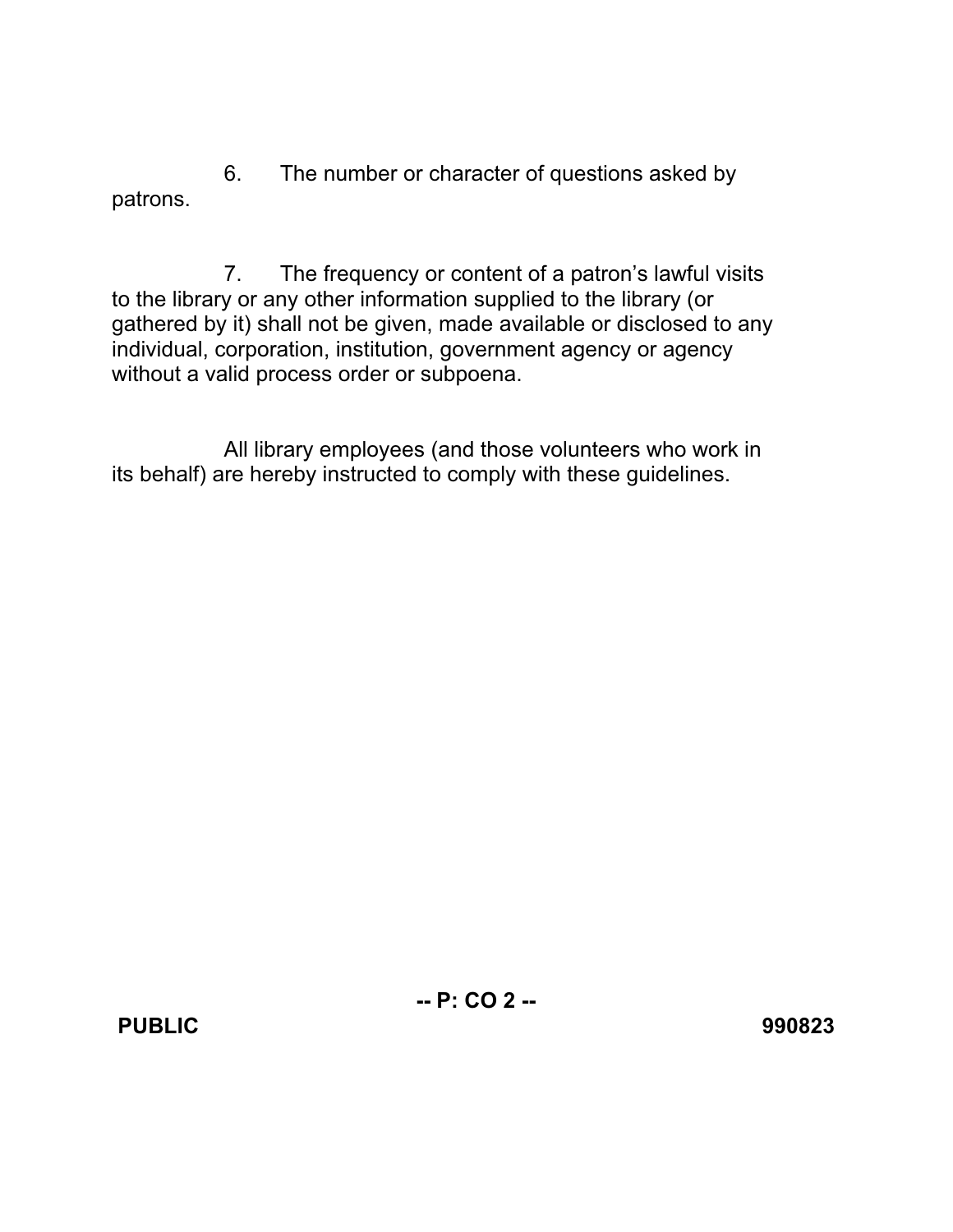6. The number or character of questions asked by patrons.

7. The frequency or content of a patron's lawful visits to the library or any other information supplied to the library (or gathered by it) shall not be given, made available or disclosed to any individual, corporation, institution, government agency or agency without a valid process order or subpoena.

All library employees (and those volunteers who work in its behalf) are hereby instructed to comply with these guidelines.